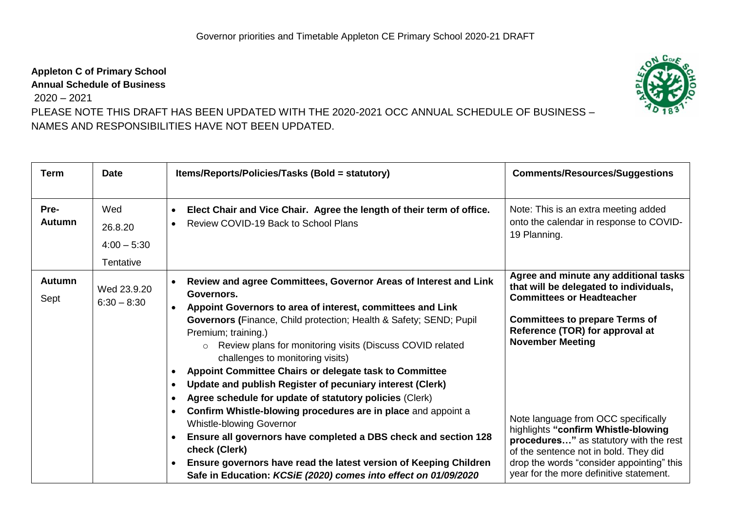Governor priorities and Timetable Appleton CE Primary School 2020-21 DRAFT

**Appleton C of Primary School**
**Annual Schedule of Business**
2020 – 2021

PLEASE NOTE THIS DRAFT HAS BEEN UPDATED WITH THE 2020-2021 OCC ANNUAL SCHEDULE OF BUSINESS – NAMES AND RESPONSIBILITIES HAVE NOT BEEN UPDATED.

| Term | Date | Items/Reports/Policies/Tasks (Bold = statutory) | Comments/Resources/Suggestions |
|---|---|---|---|
| Pre-Autumn | Wed 26.8.20 4:00 – 5:30 Tentative | • **Elect Chair and Vice Chair. Agree the length of their term of office.**<br>• Review COVID-19 Back to School Plans | Note: This is an extra meeting added onto the calendar in response to COVID-19 Planning. |
| **Autumn** Sept | Wed 23.9.20 6:30 – 8:30 | • **Review and agree Committees, Governor Areas of Interest and Link Governors.**<br>• **Appoint Governors to area of interest, committees and Link Governors (**Finance, Child protection; Health & Safety; SEND; Pupil Premium; training.)<br>  ○ Review plans for monitoring visits (Discuss COVID related challenges to monitoring visits)<br>• **Appoint Committee Chairs or delegate task to Committee**<br>• **Update and publish Register of pecuniary interest (Clerk)**<br>• **Agree schedule for update of statutory policies** (Clerk)<br>• **Confirm Whistle-blowing procedures are in place** and appoint a Whistle-blowing Governor<br>• **Ensure all governors have completed a DBS check and section 128 check (Clerk)**<br>• **Ensure governors have read the latest version of Keeping Children Safe in Education: *KCSiE (2020) comes into effect on 01/09/2020*** | **Agree and minute any additional tasks that will be delegated to individuals, Committees or Headteacher**<br><br>**Committees to prepare Terms of Reference (TOR) for approval at November Meeting**<br><br>Note language from OCC specifically highlights **"confirm Whistle-blowing procedures…"** as statutory with the rest of the sentence not in bold. They did drop the words "consider appointing" this year for the more definitive statement. |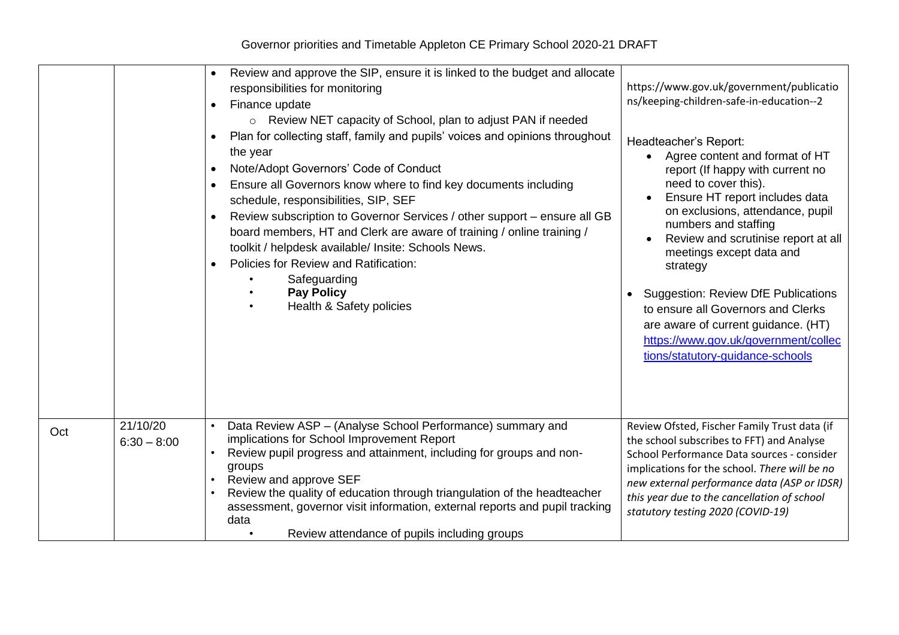Governor priorities and Timetable Appleton CE Primary School 2020-21 DRAFT

| | | | |
|---|---|---|---|
| | | • Review and approve the SIP, ensure it is linked to the budget and allocate responsibilities for monitoring<br>• Finance update<br>  ○ Review NET capacity of School, plan to adjust PAN if needed<br>• Plan for collecting staff, family and pupils' voices and opinions throughout the year<br>• Note/Adopt Governors' Code of Conduct<br>• Ensure all Governors know where to find key documents including schedule, responsibilities, SIP, SEF<br>• Review subscription to Governor Services / other support – ensure all GB board members, HT and Clerk are aware of training / online training / toolkit / helpdesk available/ Insite: Schools News.<br>• Policies for Review and Ratification:<br>  • Safeguarding<br>  • **Pay Policy**<br>  • Health & Safety policies | https://www.gov.uk/government/publications/keeping-children-safe-in-education--2<br><br>Headteacher's Report:<br>• Agree content and format of HT report (If happy with current no need to cover this).<br>• Ensure HT report includes data on exclusions, attendance, pupil numbers and staffing<br>• Review and scrutinise report at all meetings except data and strategy<br><br>• Suggestion: Review DfE Publications to ensure all Governors and Clerks are aware of current guidance. (HT) https://www.gov.uk/government/collections/statutory-guidance-schools |
| Oct | 21/10/20<br>6:30 – 8:00 | • Data Review ASP – (Analyse School Performance) summary and implications for School Improvement Report<br>• Review pupil progress and attainment, including for groups and non-groups<br>• Review and approve SEF<br>• Review the quality of education through triangulation of the headteacher assessment, governor visit information, external reports and pupil tracking data<br>  • Review attendance of pupils including groups | Review Ofsted, Fischer Family Trust data (if the school subscribes to FFT) and Analyse School Performance Data sources - consider implications for the school. *There will be no new external performance data (ASP or IDSR) this year due to the cancellation of school statutory testing 2020 (COVID-19)* |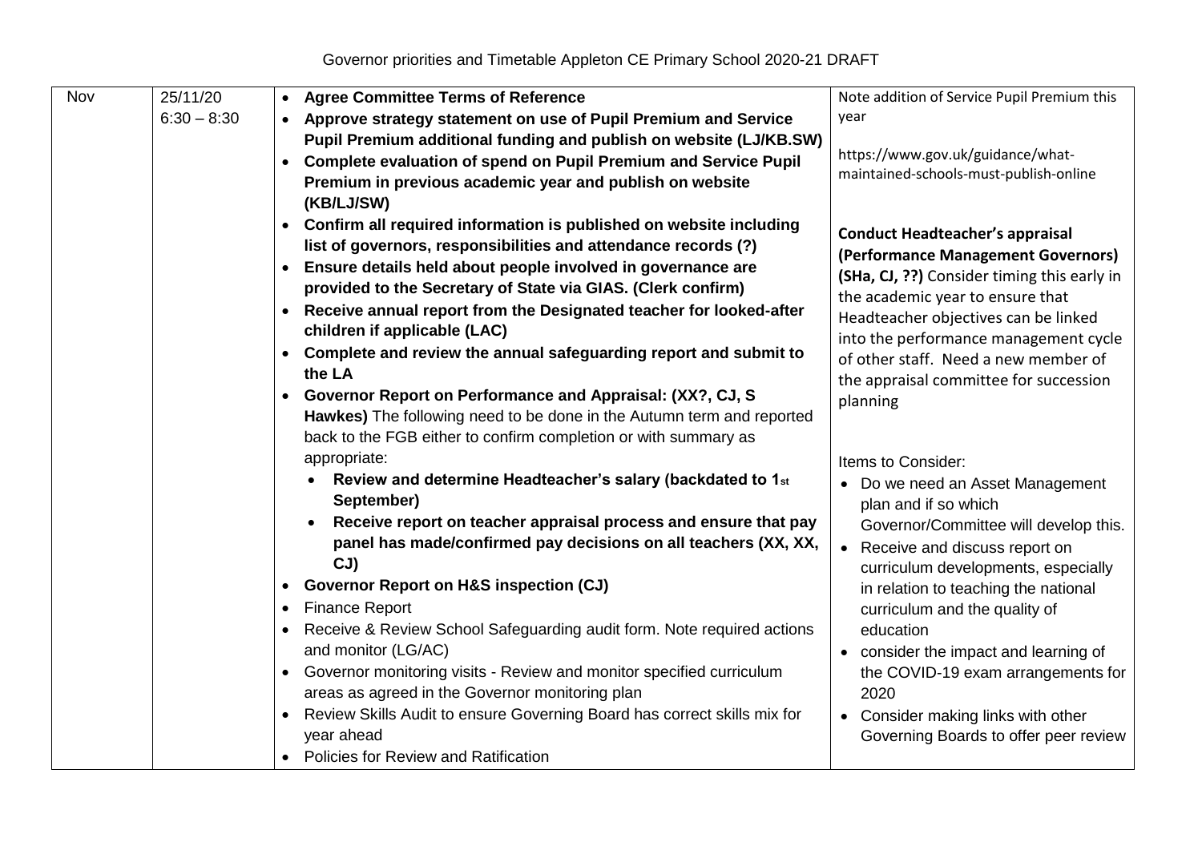Governor priorities and Timetable Appleton CE Primary School 2020-21 DRAFT

| | | | |
|---|---|---|---|
| Nov | 25/11/20<br>6:30 – 8:30 | • **Agree Committee Terms of Reference**<br>• **Approve strategy statement on use of Pupil Premium and Service Pupil Premium additional funding and publish on website (LJ/KB.SW)**<br>• **Complete evaluation of spend on Pupil Premium and Service Pupil Premium in previous academic year and publish on website (KB/LJ/SW)**<br>• **Confirm all required information is published on website including list of governors, responsibilities and attendance records (?)**<br>• **Ensure details held about people involved in governance are provided to the Secretary of State via GIAS. (Clerk confirm)**<br>• **Receive annual report from the Designated teacher for looked-after children if applicable (LAC)**<br>• **Complete and review the annual safeguarding report and submit to the LA**<br>• **Governor Report on Performance and Appraisal: (XX?, CJ, S Hawkes)** The following need to be done in the Autumn term and reported back to the FGB either to confirm completion or with summary as appropriate:<br>  ◦ **Review and determine Headteacher's salary (backdated to 1st September)**<br>  ◦ **Receive report on teacher appraisal process and ensure that pay panel has made/confirmed pay decisions on all teachers (XX, XX, CJ)**<br>• **Governor Report on H&S inspection (CJ)**<br>• Finance Report<br>• Receive & Review School Safeguarding audit form. Note required actions and monitor (LG/AC)<br>• Governor monitoring visits - Review and monitor specified curriculum areas as agreed in the Governor monitoring plan<br>• Review Skills Audit to ensure Governing Board has correct skills mix for year ahead<br>• Policies for Review and Ratification | Note addition of Service Pupil Premium this year<br><br>https://www.gov.uk/guidance/what-maintained-schools-must-publish-online<br><br>**Conduct Headteacher's appraisal (Performance Management Governors) (SHa, CJ, ??)** Consider timing this early in the academic year to ensure that Headteacher objectives can be linked into the performance management cycle of other staff. Need a new member of the appraisal committee for succession planning<br><br>Items to Consider:<br>• Do we need an Asset Management plan and if so which Governor/Committee will develop this.<br>• Receive and discuss report on curriculum developments, especially in relation to teaching the national curriculum and the quality of education<br>• consider the impact and learning of the COVID-19 exam arrangements for 2020<br>• Consider making links with other Governing Boards to offer peer review |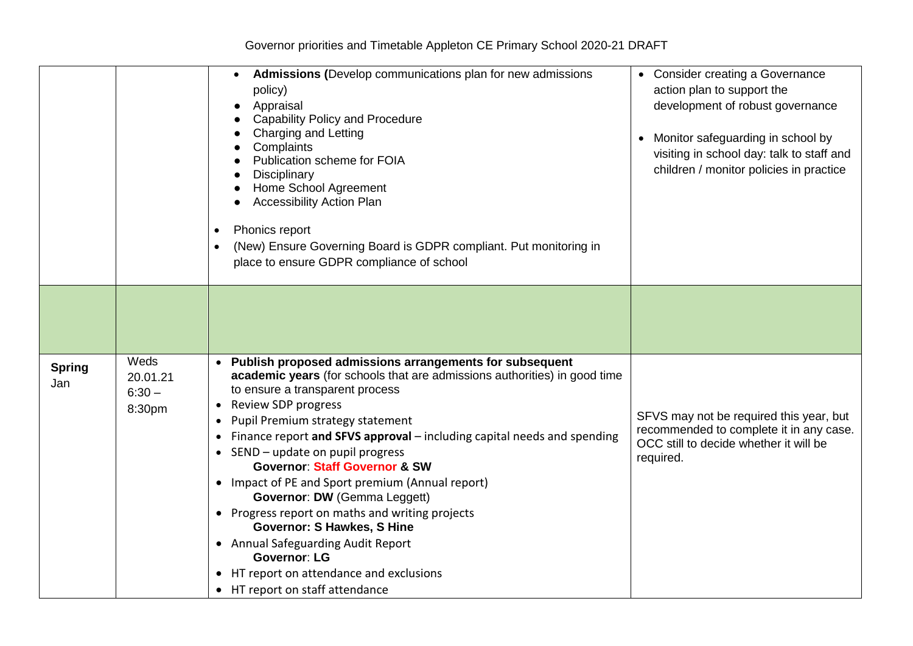| | | | |
|---|---|---|---|
| | | • **Admissions (**Develop communications plan for new admissions policy)<br>• Appraisal<br>• Capability Policy and Procedure<br>• Charging and Letting<br>• Complaints<br>• Publication scheme for FOIA<br>• Disciplinary<br>• Home School Agreement<br>• Accessibility Action Plan<br><br>• Phonics report<br>• (New) Ensure Governing Board is GDPR compliant. Put monitoring in place to ensure GDPR compliance of school | • Consider creating a Governance action plan to support the development of robust governance<br><br>• Monitor safeguarding in school by visiting in school day: talk to staff and children / monitor policies in practice |
| | | | |
| **Spring** Jan | Weds 20.01.21 6:30 – 8:30pm | • **Publish proposed admissions arrangements for subsequent academic years** (for schools that are admissions authorities) in good time to ensure a transparent process<br>• Review SDP progress<br>• Pupil Premium strategy statement<br>• Finance report **and SFVS approval** – including capital needs and spending<br>• SEND – update on pupil progress<br>**Governor**: **Staff Governor & SW**<br>• Impact of PE and Sport premium (Annual report)<br>**Governor**: **DW** (Gemma Leggett)<br>• Progress report on maths and writing projects<br>**Governor: S Hawkes, S Hine**<br>• Annual Safeguarding Audit Report<br>**Governor**: **LG**<br>• HT report on attendance and exclusions<br>• HT report on staff attendance | SFVS may not be required this year, but recommended to complete it in any case. OCC still to decide whether it will be required. |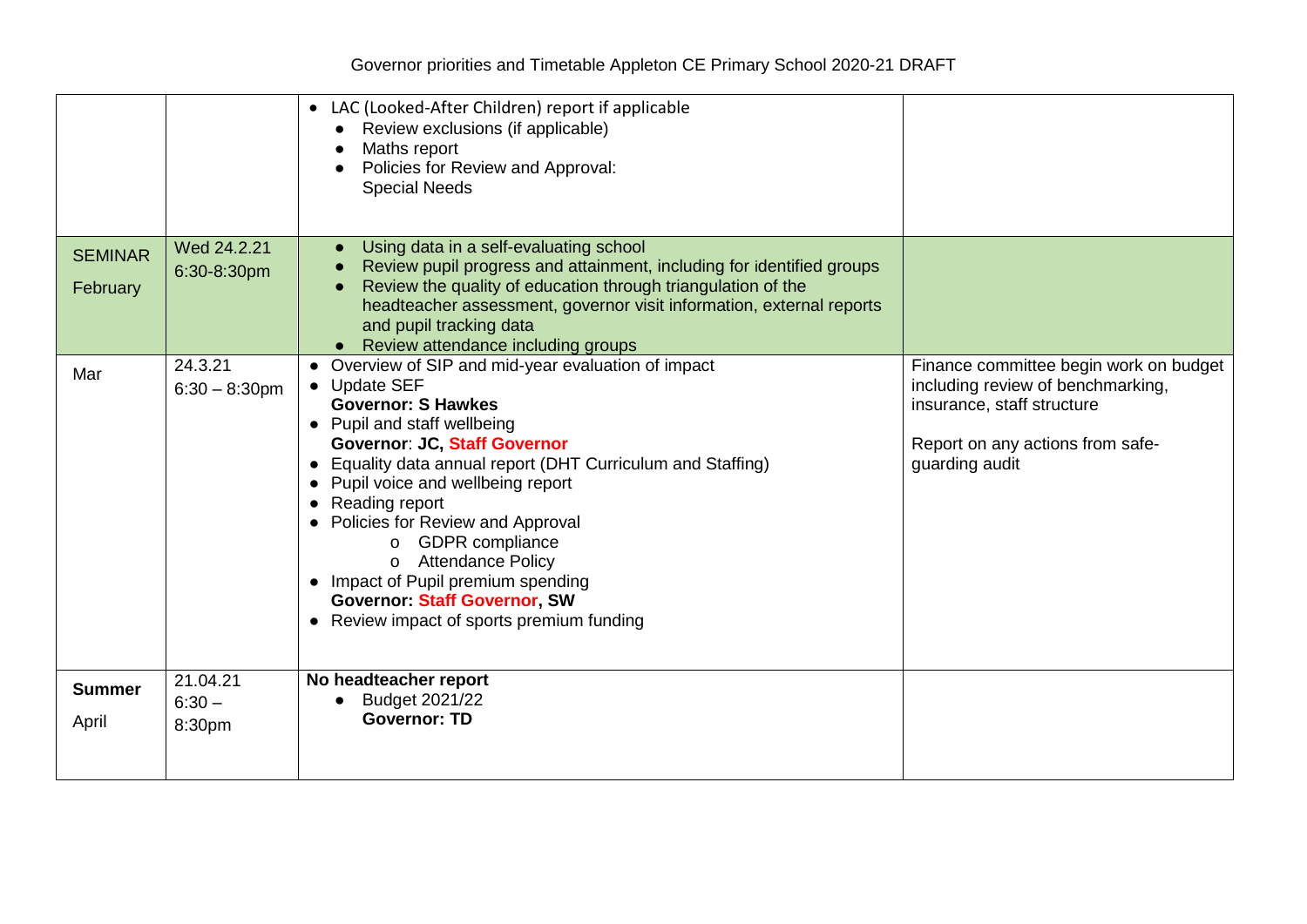Governor priorities and Timetable Appleton CE Primary School 2020-21 DRAFT

| | | | |
|---|---|---|---|
| | | • LAC (Looked-After Children) report if applicable<br>• Review exclusions (if applicable)<br>• Maths report<br>• Policies for Review and Approval:<br>Special Needs | |
| SEMINAR<br>February | Wed 24.2.21<br>6:30-8:30pm | • Using data in a self-evaluating school<br>• Review pupil progress and attainment, including for identified groups<br>• Review the quality of education through triangulation of the headteacher assessment, governor visit information, external reports and pupil tracking data<br>• Review attendance including groups | |
| Mar | 24.3.21<br>6:30 – 8:30pm | • Overview of SIP and mid-year evaluation of impact<br>• Update SEF<br>**Governor: S Hawkes**<br>• Pupil and staff wellbeing<br>**Governor: JC, Staff Governor**<br>• Equality data annual report (DHT Curriculum and Staffing)<br>• Pupil voice and wellbeing report<br>• Reading report<br>• Policies for Review and Approval<br>o GDPR compliance<br>o Attendance Policy<br>• Impact of Pupil premium spending<br>**Governor: Staff Governor, SW**<br>• Review impact of sports premium funding | Finance committee begin work on budget including review of benchmarking, insurance, staff structure<br><br>Report on any actions from safe-guarding audit |
| **Summer**<br>April | 21.04.21<br>6:30 –<br>8:30pm | **No headteacher report**<br>• Budget 2021/22<br>**Governor: TD** | |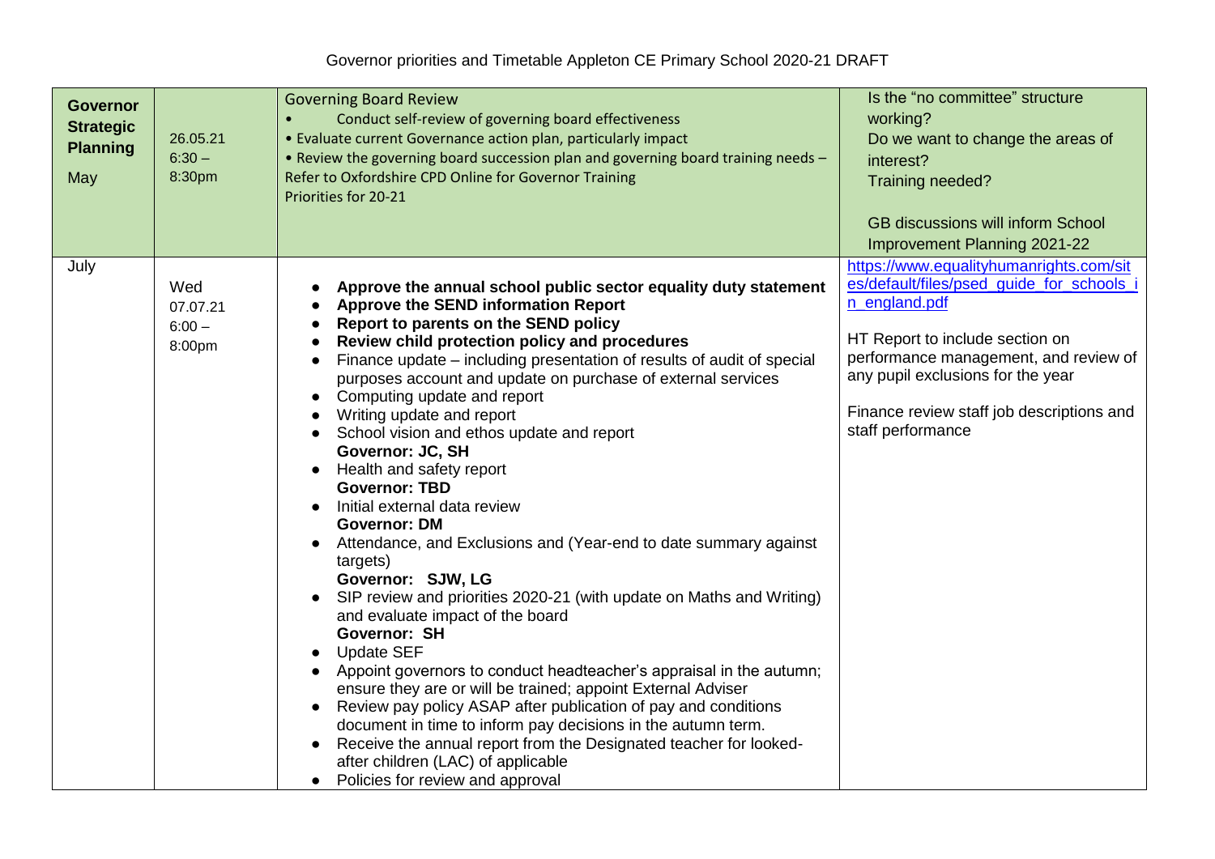Governor priorities and Timetable Appleton CE Primary School 2020-21 DRAFT

| | | | |
|---|---|---|---|
| **Governor Strategic Planning** May | 26.05.21 6:30 – 8:30pm | Governing Board Review<br>• Conduct self-review of governing board effectiveness<br>• Evaluate current Governance action plan, particularly impact<br>• Review the governing board succession plan and governing board training needs – Refer to Oxfordshire CPD Online for Governor Training<br>Priorities for 20-21 | Is the "no committee" structure working?<br>Do we want to change the areas of interest?<br>Training needed?<br><br>GB discussions will inform School Improvement Planning 2021-22 |
| July | Wed 07.07.21 6:00 – 8:00pm | • **Approve the annual school public sector equality duty statement**<br>• **Approve the SEND information Report**<br>• **Report to parents on the SEND policy**<br>• **Review child protection policy and procedures**<br>• Finance update – including presentation of results of audit of special purposes account and update on purchase of external services<br>• Computing update and report<br>• Writing update and report<br>• School vision and ethos update and report<br>**Governor: JC, SH**<br>• Health and safety report<br>**Governor: TBD**<br>• Initial external data review<br>**Governor: DM**<br>• Attendance, and Exclusions and (Year-end to date summary against targets)<br>**Governor: SJW, LG**<br>• SIP review and priorities 2020-21 (with update on Maths and Writing) and evaluate impact of the board<br>**Governor: SH**<br>• Update SEF<br>• Appoint governors to conduct headteacher's appraisal in the autumn; ensure they are or will be trained; appoint External Adviser<br>• Review pay policy ASAP after publication of pay and conditions document in time to inform pay decisions in the autumn term.<br>• Receive the annual report from the Designated teacher for looked-after children (LAC) of applicable<br>• Policies for review and approval | https://www.equalityhumanrights.com/sites/default/files/psed_guide_for_schools_in_england.pdf<br><br>HT Report to include section on performance management, and review of any pupil exclusions for the year<br><br>Finance review staff job descriptions and staff performance |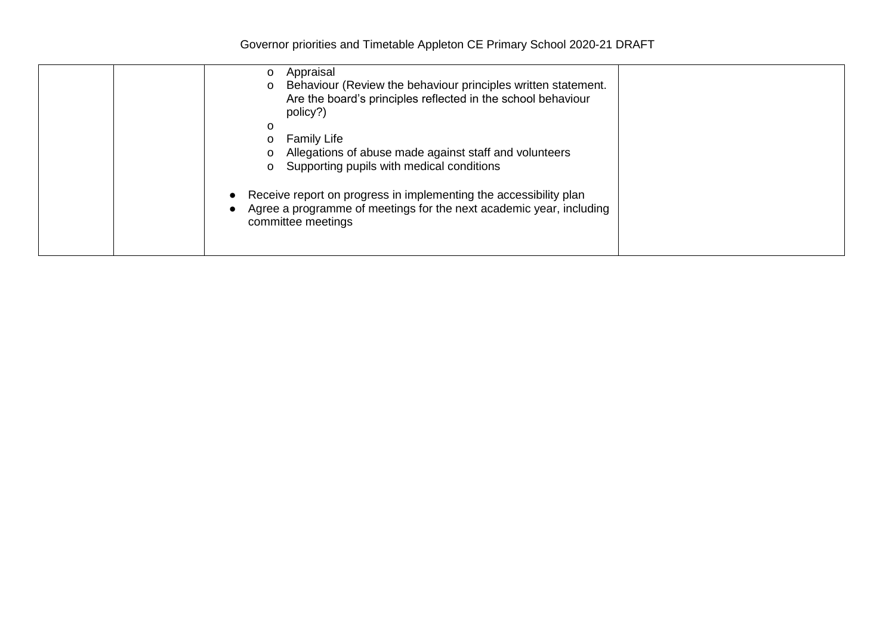| | | | |
|---|---|---|---|
| | | o Appraisal<br>o Behaviour (Review the behaviour principles written statement. Are the board's principles reflected in the school behaviour policy?)<br>o<br>o Family Life<br>o Allegations of abuse made against staff and volunteers<br>o Supporting pupils with medical conditions<br><br>● Receive report on progress in implementing the accessibility plan<br>● Agree a programme of meetings for the next academic year, including committee meetings | |